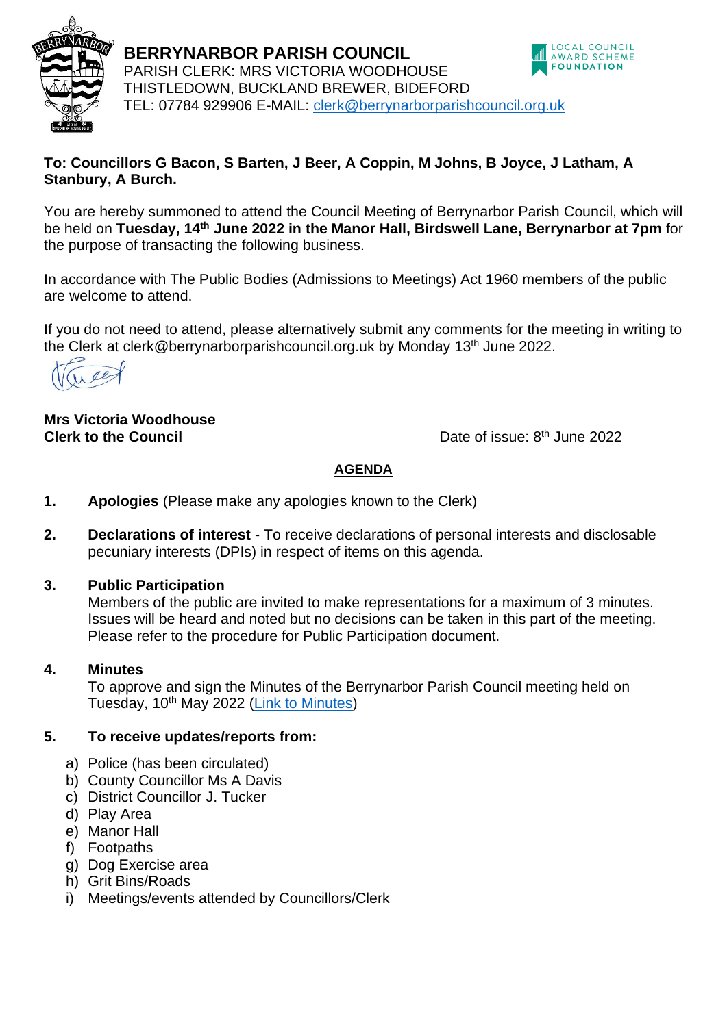# BERRYNARBOR PARISH COUNCIL

PARISH CLERK: MRS VICTORIA WOODHOUSE
THISTLEDOWN, BUCKLAND BREWER, BIDEFORD
TEL: 07784 929906 E-MAIL: clerk@berrynarborparishcouncil.org.uk

**To: Councillors G Bacon, S Barten, J Beer, A Coppin, M Johns, B Joyce, J Latham, A Stanbury, A Burch.**

You are hereby summoned to attend the Council Meeting of Berrynarbor Parish Council, which will be held on **Tuesday, 14th June 2022 in the Manor Hall, Birdswell Lane, Berrynarbor at 7pm** for the purpose of transacting the following business.

In accordance with The Public Bodies (Admissions to Meetings) Act 1960 members of the public are welcome to attend.

If you do not need to attend, please alternatively submit any comments for the meeting in writing to the Clerk at clerk@berrynarborparishcouncil.org.uk by Monday 13th June 2022.

**Mrs Victoria Woodhouse**
**Clerk to the Council**

Date of issue: 8th June 2022

## AGENDA

1. **Apologies** (Please make any apologies known to the Clerk)

2. **Declarations of interest** - To receive declarations of personal interests and disclosable pecuniary interests (DPIs) in respect of items on this agenda.

3. **Public Participation**
   Members of the public are invited to make representations for a maximum of 3 minutes. Issues will be heard and noted but no decisions can be taken in this part of the meeting. Please refer to the procedure for Public Participation document.

4. **Minutes**
   To approve and sign the Minutes of the Berrynarbor Parish Council meeting held on Tuesday, 10th May 2022 (Link to Minutes)

5. **To receive updates/reports from:**
   a) Police (has been circulated)
   b) County Councillor Ms A Davis
   c) District Councillor J. Tucker
   d) Play Area
   e) Manor Hall
   f) Footpaths
   g) Dog Exercise area
   h) Grit Bins/Roads
   i) Meetings/events attended by Councillors/Clerk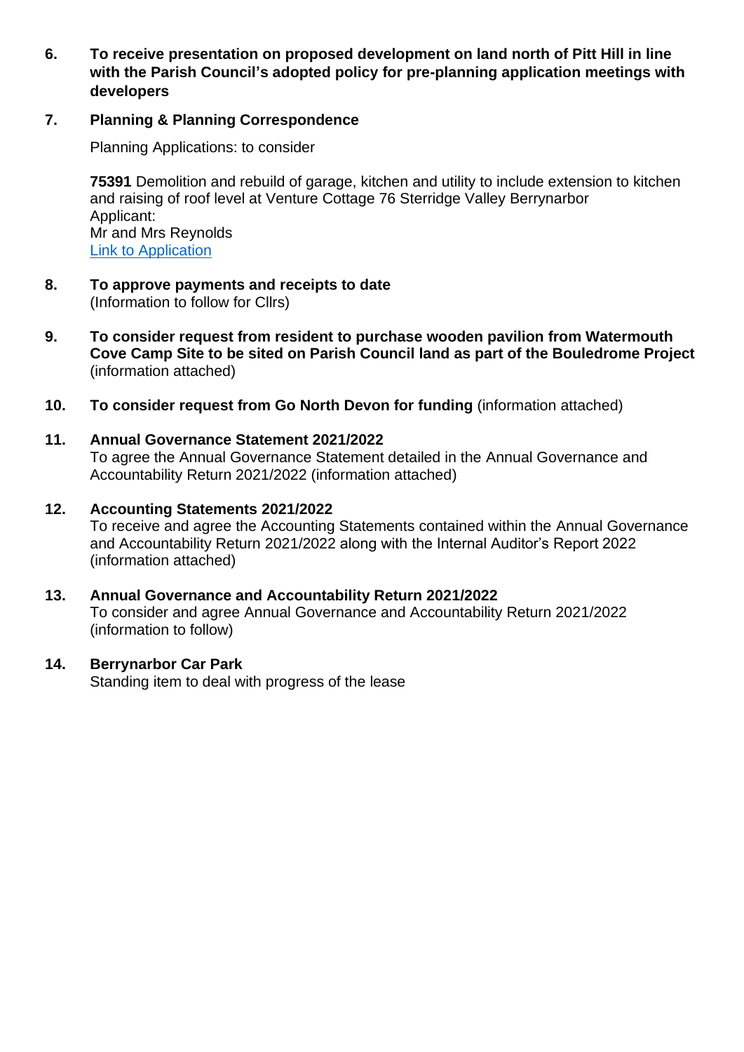**6. To receive presentation on proposed development on land north of Pitt Hill in line with the Parish Council's adopted policy for pre-planning application meetings with developers**

**7. Planning & Planning Correspondence**

Planning Applications: to consider

**75391** Demolition and rebuild of garage, kitchen and utility to include extension to kitchen and raising of roof level at Venture Cottage 76 Sterridge Valley Berrynarbor
Applicant:
Mr and Mrs Reynolds
Link to Application

**8. To approve payments and receipts to date**
(Information to follow for Cllrs)

**9. To consider request from resident to purchase wooden pavilion from Watermouth Cove Camp Site to be sited on Parish Council land as part of the Bouledrome Project** (information attached)

**10. To consider request from Go North Devon for funding** (information attached)

**11. Annual Governance Statement 2021/2022**
To agree the Annual Governance Statement detailed in the Annual Governance and Accountability Return 2021/2022 (information attached)

**12. Accounting Statements 2021/2022**
To receive and agree the Accounting Statements contained within the Annual Governance and Accountability Return 2021/2022 along with the Internal Auditor's Report 2022 (information attached)

**13. Annual Governance and Accountability Return 2021/2022**
To consider and agree Annual Governance and Accountability Return 2021/2022 (information to follow)

**14. Berrynarbor Car Park**
Standing item to deal with progress of the lease